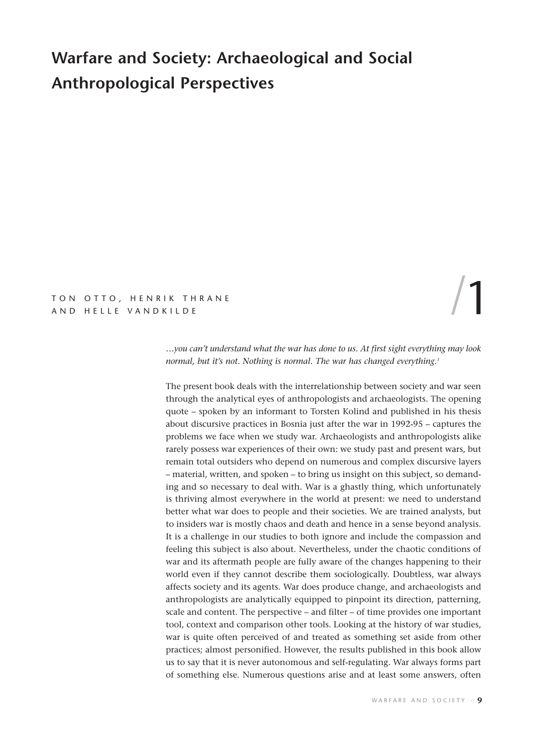# Warfare and Society: Archaeological and Social Anthropological Perspectives

TON OTTO, HENRIK THRANE AND HELLE VANDKILDE

/1

*…you can't understand what the war has done to us. At first sight everything may look normal, but it's not. Nothing is normal. The war has changed everything.*[1]

The present book deals with the interrelationship between society and war seen through the analytical eyes of anthropologists and archaeologists. The opening quote – spoken by an informant to Torsten Kolind and published in his thesis about discursive practices in Bosnia just after the war in 1992-95 – captures the problems we face when we study war. Archaeologists and anthropologists alike rarely possess war experiences of their own: we study past and present wars, but remain total outsiders who depend on numerous and complex discursive layers – material, written, and spoken – to bring us insight on this subject, so demanding and so necessary to deal with. War is a ghastly thing, which unfortunately is thriving almost everywhere in the world at present: we need to understand better what war does to people and their societies. We are trained analysts, but to insiders war is mostly chaos and death and hence in a sense beyond analysis. It is a challenge in our studies to both ignore and include the compassion and feeling this subject is also about. Nevertheless, under the chaotic conditions of war and its aftermath people are fully aware of the changes happening to their world even if they cannot describe them sociologically. Doubtless, war always affects society and its agents. War does produce change, and archaeologists and anthropologists are analytically equipped to pinpoint its direction, patterning, scale and content. The perspective – and filter – of time provides one important tool, context and comparison other tools. Looking at the history of war studies, war is quite often perceived of and treated as something set aside from other practices; almost personified. However, the results published in this book allow us to say that it is never autonomous and self-regulating. War always forms part of something else. Numerous questions arise and at least some answers, often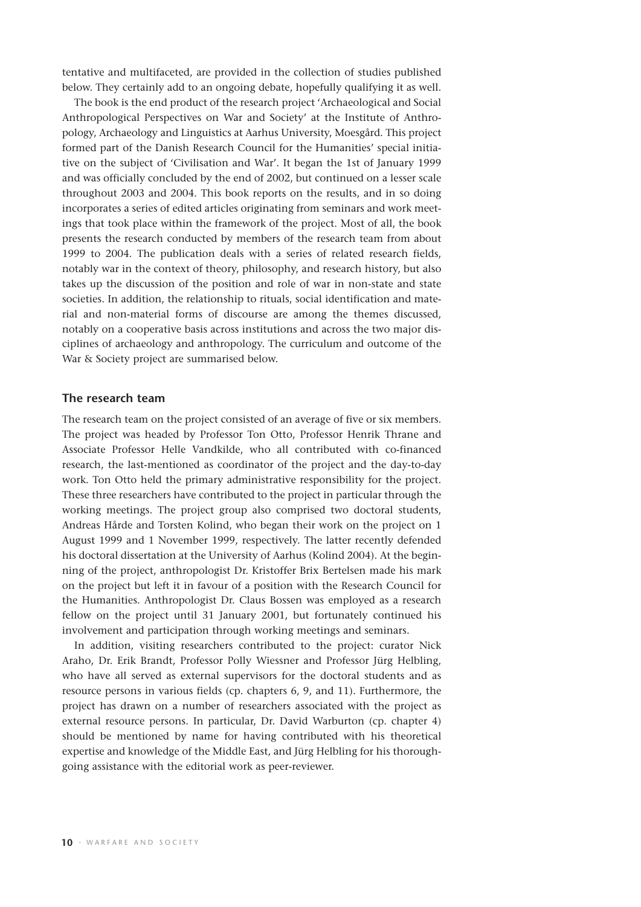tentative and multifaceted, are provided in the collection of studies published below. They certainly add to an ongoing debate, hopefully qualifying it as well.

The book is the end product of the research project 'Archaeological and Social Anthropological Perspectives on War and Society' at the Institute of Anthropology, Archaeology and Linguistics at Aarhus University, Moesgård. This project formed part of the Danish Research Council for the Humanities' special initiative on the subject of 'Civilisation and War'. It began the 1st of January 1999 and was officially concluded by the end of 2002, but continued on a lesser scale throughout 2003 and 2004. This book reports on the results, and in so doing incorporates a series of edited articles originating from seminars and work meetings that took place within the framework of the project. Most of all, the book presents the research conducted by members of the research team from about 1999 to 2004. The publication deals with a series of related research fields, notably war in the context of theory, philosophy, and research history, but also takes up the discussion of the position and role of war in non-state and state societies. In addition, the relationship to rituals, social identification and material and non-material forms of discourse are among the themes discussed, notably on a cooperative basis across institutions and across the two major disciplines of archaeology and anthropology. The curriculum and outcome of the War & Society project are summarised below.

## The research team

The research team on the project consisted of an average of five or six members. The project was headed by Professor Ton Otto, Professor Henrik Thrane and Associate Professor Helle Vandkilde, who all contributed with co-financed research, the last-mentioned as coordinator of the project and the day-to-day work. Ton Otto held the primary administrative responsibility for the project. These three researchers have contributed to the project in particular through the working meetings. The project group also comprised two doctoral students, Andreas Hårde and Torsten Kolind, who began their work on the project on 1 August 1999 and 1 November 1999, respectively. The latter recently defended his doctoral dissertation at the University of Aarhus (Kolind 2004). At the beginning of the project, anthropologist Dr. Kristoffer Brix Bertelsen made his mark on the project but left it in favour of a position with the Research Council for the Humanities. Anthropologist Dr. Claus Bossen was employed as a research fellow on the project until 31 January 2001, but fortunately continued his involvement and participation through working meetings and seminars.

In addition, visiting researchers contributed to the project: curator Nick Araho, Dr. Erik Brandt, Professor Polly Wiessner and Professor Jürg Helbling, who have all served as external supervisors for the doctoral students and as resource persons in various fields (cp. chapters 6, 9, and 11). Furthermore, the project has drawn on a number of researchers associated with the project as external resource persons. In particular, Dr. David Warburton (cp. chapter 4) should be mentioned by name for having contributed with his theoretical expertise and knowledge of the Middle East, and Jürg Helbling for his thoroughgoing assistance with the editorial work as peer-reviewer.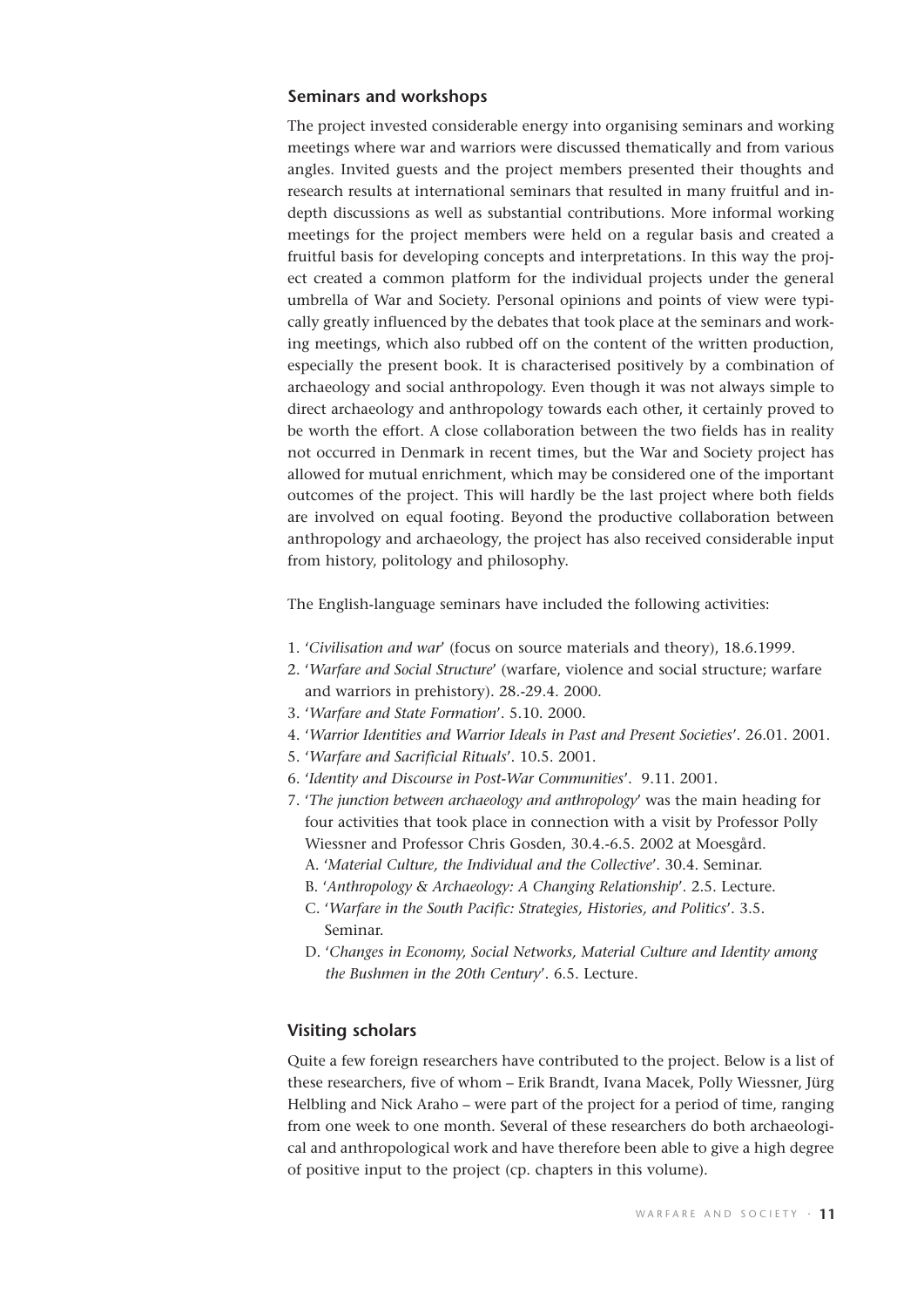## Seminars and workshops

The project invested considerable energy into organising seminars and working meetings where war and warriors were discussed thematically and from various angles. Invited guests and the project members presented their thoughts and research results at international seminars that resulted in many fruitful and in-depth discussions as well as substantial contributions. More informal working meetings for the project members were held on a regular basis and created a fruitful basis for developing concepts and interpretations. In this way the project created a common platform for the individual projects under the general umbrella of War and Society. Personal opinions and points of view were typically greatly influenced by the debates that took place at the seminars and working meetings, which also rubbed off on the content of the written production, especially the present book. It is characterised positively by a combination of archaeology and social anthropology. Even though it was not always simple to direct archaeology and anthropology towards each other, it certainly proved to be worth the effort. A close collaboration between the two fields has in reality not occurred in Denmark in recent times, but the War and Society project has allowed for mutual enrichment, which may be considered one of the important outcomes of the project. This will hardly be the last project where both fields are involved on equal footing. Beyond the productive collaboration between anthropology and archaeology, the project has also received considerable input from history, politology and philosophy.

The English-language seminars have included the following activities:

1. '*Civilisation and war*' (focus on source materials and theory), 18.6.1999.
2. '*Warfare and Social Structure*' (warfare, violence and social structure; warfare and warriors in prehistory). 28.-29.4. 2000.
3. '*Warfare and State Formation*'. 5.10. 2000.
4. '*Warrior Identities and Warrior Ideals in Past and Present Societies*'. 26.01. 2001.
5. '*Warfare and Sacrificial Rituals*'. 10.5. 2001.
6. '*Identity and Discourse in Post-War Communities*'. 9.11. 2001.
7. '*The junction between archaeology and anthropology*' was the main heading for four activities that took place in connection with a visit by Professor Polly Wiessner and Professor Chris Gosden, 30.4.-6.5. 2002 at Moesgård.
   - A. '*Material Culture, the Individual and the Collective*'. 30.4. Seminar.
   - B. '*Anthropology & Archaeology: A Changing Relationship*'. 2.5. Lecture.
   - C. '*Warfare in the South Pacific: Strategies, Histories, and Politics*'. 3.5. Seminar.
   - D. '*Changes in Economy, Social Networks, Material Culture and Identity among the Bushmen in the 20th Century*'. 6.5. Lecture.

## Visiting scholars

Quite a few foreign researchers have contributed to the project. Below is a list of these researchers, five of whom – Erik Brandt, Ivana Macek, Polly Wiessner, Jürg Helbling and Nick Araho – were part of the project for a period of time, ranging from one week to one month. Several of these researchers do both archaeological and anthropological work and have therefore been able to give a high degree of positive input to the project (cp. chapters in this volume).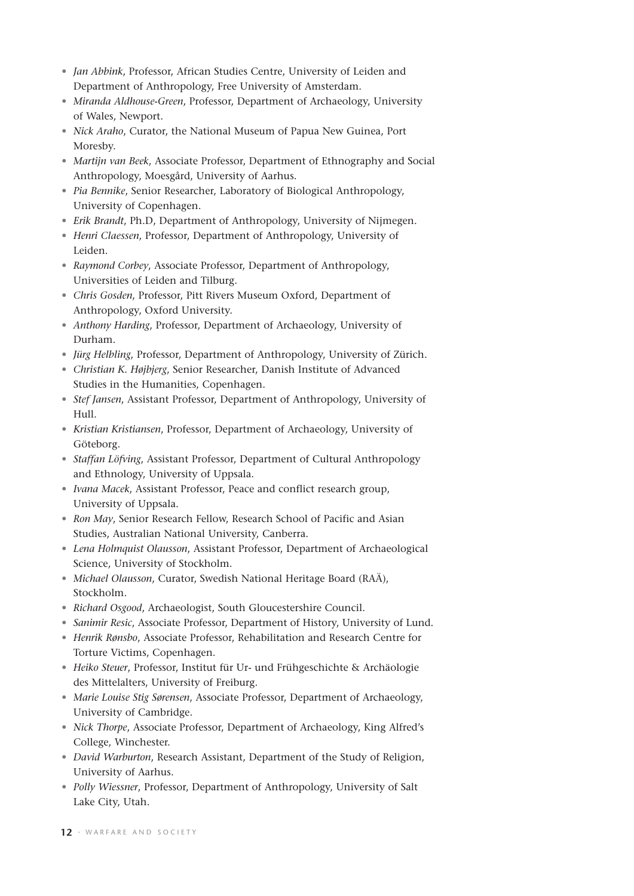- *Jan Abbink*, Professor, African Studies Centre, University of Leiden and Department of Anthropology, Free University of Amsterdam.
- *Miranda Aldhouse-Green*, Professor, Department of Archaeology, University of Wales, Newport.
- *Nick Araho*, Curator, the National Museum of Papua New Guinea, Port Moresby.
- *Martijn van Beek*, Associate Professor, Department of Ethnography and Social Anthropology, Moesgård, University of Aarhus.
- *Pia Bennike*, Senior Researcher, Laboratory of Biological Anthropology, University of Copenhagen.
- *Erik Brandt*, Ph.D, Department of Anthropology, University of Nijmegen.
- *Henri Claessen*, Professor, Department of Anthropology, University of Leiden.
- *Raymond Corbey*, Associate Professor, Department of Anthropology, Universities of Leiden and Tilburg.
- *Chris Gosden*, Professor, Pitt Rivers Museum Oxford, Department of Anthropology, Oxford University.
- *Anthony Harding*, Professor, Department of Archaeology, University of Durham.
- *Jürg Helbling*, Professor, Department of Anthropology, University of Zürich.
- *Christian K. Højbjerg*, Senior Researcher, Danish Institute of Advanced Studies in the Humanities, Copenhagen.
- *Stef Jansen*, Assistant Professor, Department of Anthropology, University of Hull.
- *Kristian Kristiansen*, Professor, Department of Archaeology, University of Göteborg.
- *Staffan Löfving*, Assistant Professor, Department of Cultural Anthropology and Ethnology, University of Uppsala.
- *Ivana Macek*, Assistant Professor, Peace and conflict research group, University of Uppsala.
- *Ron May*, Senior Research Fellow, Research School of Pacific and Asian Studies, Australian National University, Canberra.
- *Lena Holmquist Olausson*, Assistant Professor, Department of Archaeological Science, University of Stockholm.
- *Michael Olausson*, Curator, Swedish National Heritage Board (RAÄ), Stockholm.
- *Richard Osgood*, Archaeologist, South Gloucestershire Council.
- *Sanimir Resic*, Associate Professor, Department of History, University of Lund.
- *Henrik Rønsbo*, Associate Professor, Rehabilitation and Research Centre for Torture Victims, Copenhagen.
- *Heiko Steuer*, Professor, Institut für Ur- und Frühgeschichte & Archäologie des Mittelalters, University of Freiburg.
- *Marie Louise Stig Sørensen*, Associate Professor, Department of Archaeology, University of Cambridge.
- *Nick Thorpe*, Associate Professor, Department of Archaeology, King Alfred's College, Winchester.
- *David Warburton*, Research Assistant, Department of the Study of Religion, University of Aarhus.
- *Polly Wiessner*, Professor, Department of Anthropology, University of Salt Lake City, Utah.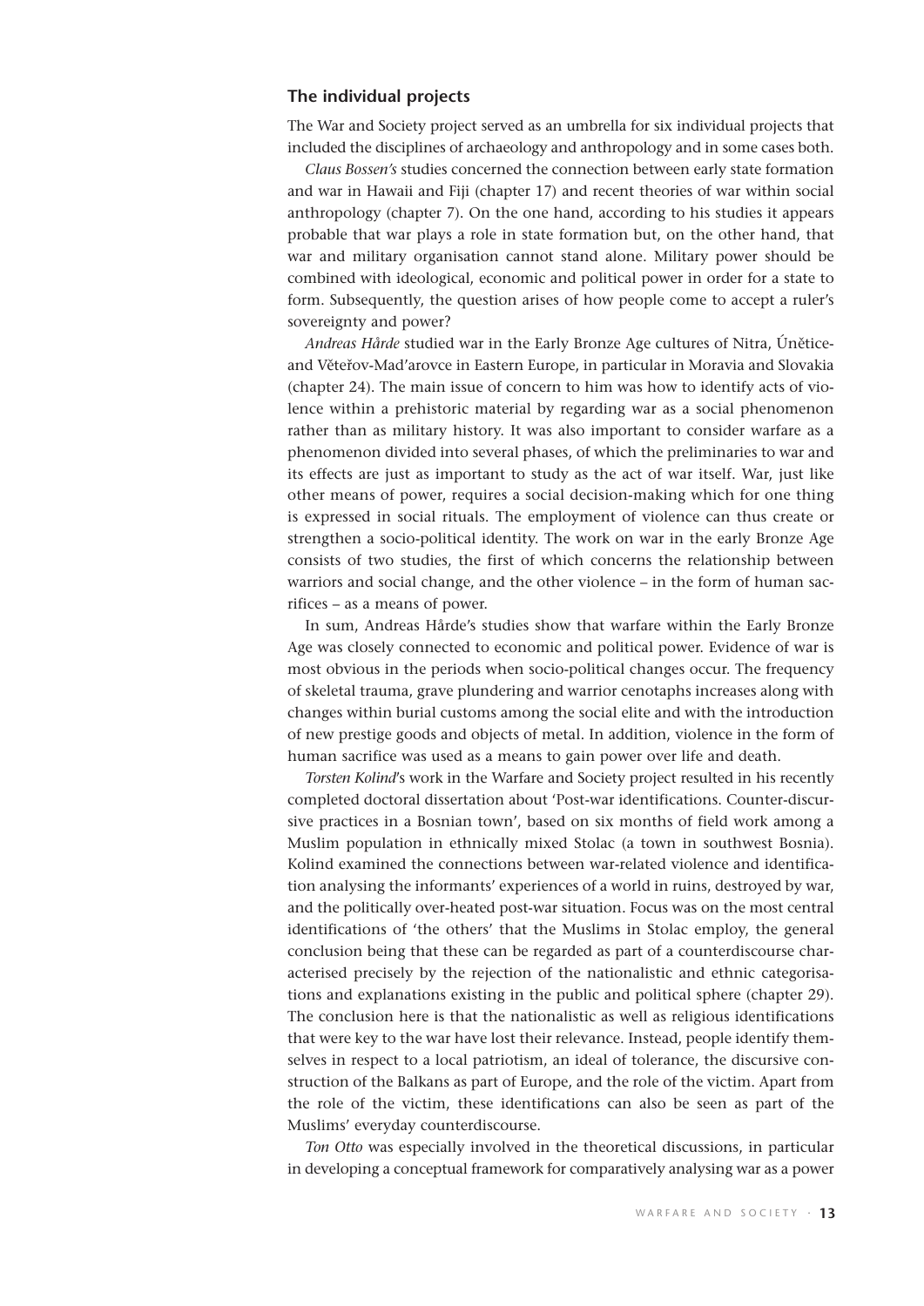## The individual projects

The War and Society project served as an umbrella for six individual projects that included the disciplines of archaeology and anthropology and in some cases both.

*Claus Bossen's* studies concerned the connection between early state formation and war in Hawaii and Fiji (chapter 17) and recent theories of war within social anthropology (chapter 7). On the one hand, according to his studies it appears probable that war plays a role in state formation but, on the other hand, that war and military organisation cannot stand alone. Military power should be combined with ideological, economic and political power in order for a state to form. Subsequently, the question arises of how people come to accept a ruler's sovereignty and power?

*Andreas Hårde* studied war in the Early Bronze Age cultures of Nitra, Únětice- and Věteřov-Mad'arovce in Eastern Europe, in particular in Moravia and Slovakia (chapter 24). The main issue of concern to him was how to identify acts of violence within a prehistoric material by regarding war as a social phenomenon rather than as military history. It was also important to consider warfare as a phenomenon divided into several phases, of which the preliminaries to war and its effects are just as important to study as the act of war itself. War, just like other means of power, requires a social decision-making which for one thing is expressed in social rituals. The employment of violence can thus create or strengthen a socio-political identity. The work on war in the early Bronze Age consists of two studies, the first of which concerns the relationship between warriors and social change, and the other violence – in the form of human sacrifices – as a means of power.

In sum, Andreas Hårde's studies show that warfare within the Early Bronze Age was closely connected to economic and political power. Evidence of war is most obvious in the periods when socio-political changes occur. The frequency of skeletal trauma, grave plundering and warrior cenotaphs increases along with changes within burial customs among the social elite and with the introduction of new prestige goods and objects of metal. In addition, violence in the form of human sacrifice was used as a means to gain power over life and death.

*Torsten Kolind*'s work in the Warfare and Society project resulted in his recently completed doctoral dissertation about 'Post-war identifications. Counter-discursive practices in a Bosnian town', based on six months of field work among a Muslim population in ethnically mixed Stolac (a town in southwest Bosnia). Kolind examined the connections between war-related violence and identification analysing the informants' experiences of a world in ruins, destroyed by war, and the politically over-heated post-war situation. Focus was on the most central identifications of 'the others' that the Muslims in Stolac employ, the general conclusion being that these can be regarded as part of a counterdiscourse characterised precisely by the rejection of the nationalistic and ethnic categorisations and explanations existing in the public and political sphere (chapter 29). The conclusion here is that the nationalistic as well as religious identifications that were key to the war have lost their relevance. Instead, people identify themselves in respect to a local patriotism, an ideal of tolerance, the discursive construction of the Balkans as part of Europe, and the role of the victim. Apart from the role of the victim, these identifications can also be seen as part of the Muslims' everyday counterdiscourse.

*Ton Otto* was especially involved in the theoretical discussions, in particular in developing a conceptual framework for comparatively analysing war as a power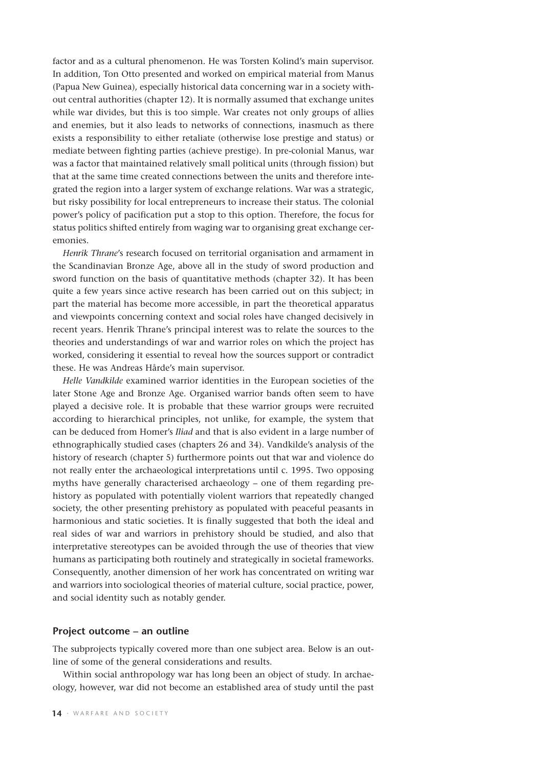factor and as a cultural phenomenon. He was Torsten Kolind's main supervisor. In addition, Ton Otto presented and worked on empirical material from Manus (Papua New Guinea), especially historical data concerning war in a society without central authorities (chapter 12). It is normally assumed that exchange unites while war divides, but this is too simple. War creates not only groups of allies and enemies, but it also leads to networks of connections, inasmuch as there exists a responsibility to either retaliate (otherwise lose prestige and status) or mediate between fighting parties (achieve prestige). In pre-colonial Manus, war was a factor that maintained relatively small political units (through fission) but that at the same time created connections between the units and therefore integrated the region into a larger system of exchange relations. War was a strategic, but risky possibility for local entrepreneurs to increase their status. The colonial power's policy of pacification put a stop to this option. Therefore, the focus for status politics shifted entirely from waging war to organising great exchange ceremonies.

*Henrik Thrane*'s research focused on territorial organisation and armament in the Scandinavian Bronze Age, above all in the study of sword production and sword function on the basis of quantitative methods (chapter 32). It has been quite a few years since active research has been carried out on this subject; in part the material has become more accessible, in part the theoretical apparatus and viewpoints concerning context and social roles have changed decisively in recent years. Henrik Thrane's principal interest was to relate the sources to the theories and understandings of war and warrior roles on which the project has worked, considering it essential to reveal how the sources support or contradict these. He was Andreas Hårde's main supervisor.

*Helle Vandkilde* examined warrior identities in the European societies of the later Stone Age and Bronze Age. Organised warrior bands often seem to have played a decisive role. It is probable that these warrior groups were recruited according to hierarchical principles, not unlike, for example, the system that can be deduced from Homer's *Iliad* and that is also evident in a large number of ethnographically studied cases (chapters 26 and 34). Vandkilde's analysis of the history of research (chapter 5) furthermore points out that war and violence do not really enter the archaeological interpretations until c. 1995. Two opposing myths have generally characterised archaeology – one of them regarding prehistory as populated with potentially violent warriors that repeatedly changed society, the other presenting prehistory as populated with peaceful peasants in harmonious and static societies. It is finally suggested that both the ideal and real sides of war and warriors in prehistory should be studied, and also that interpretative stereotypes can be avoided through the use of theories that view humans as participating both routinely and strategically in societal frameworks. Consequently, another dimension of her work has concentrated on writing war and warriors into sociological theories of material culture, social practice, power, and social identity such as notably gender.

## Project outcome – an outline

The subprojects typically covered more than one subject area. Below is an outline of some of the general considerations and results.

Within social anthropology war has long been an object of study. In archaeology, however, war did not become an established area of study until the past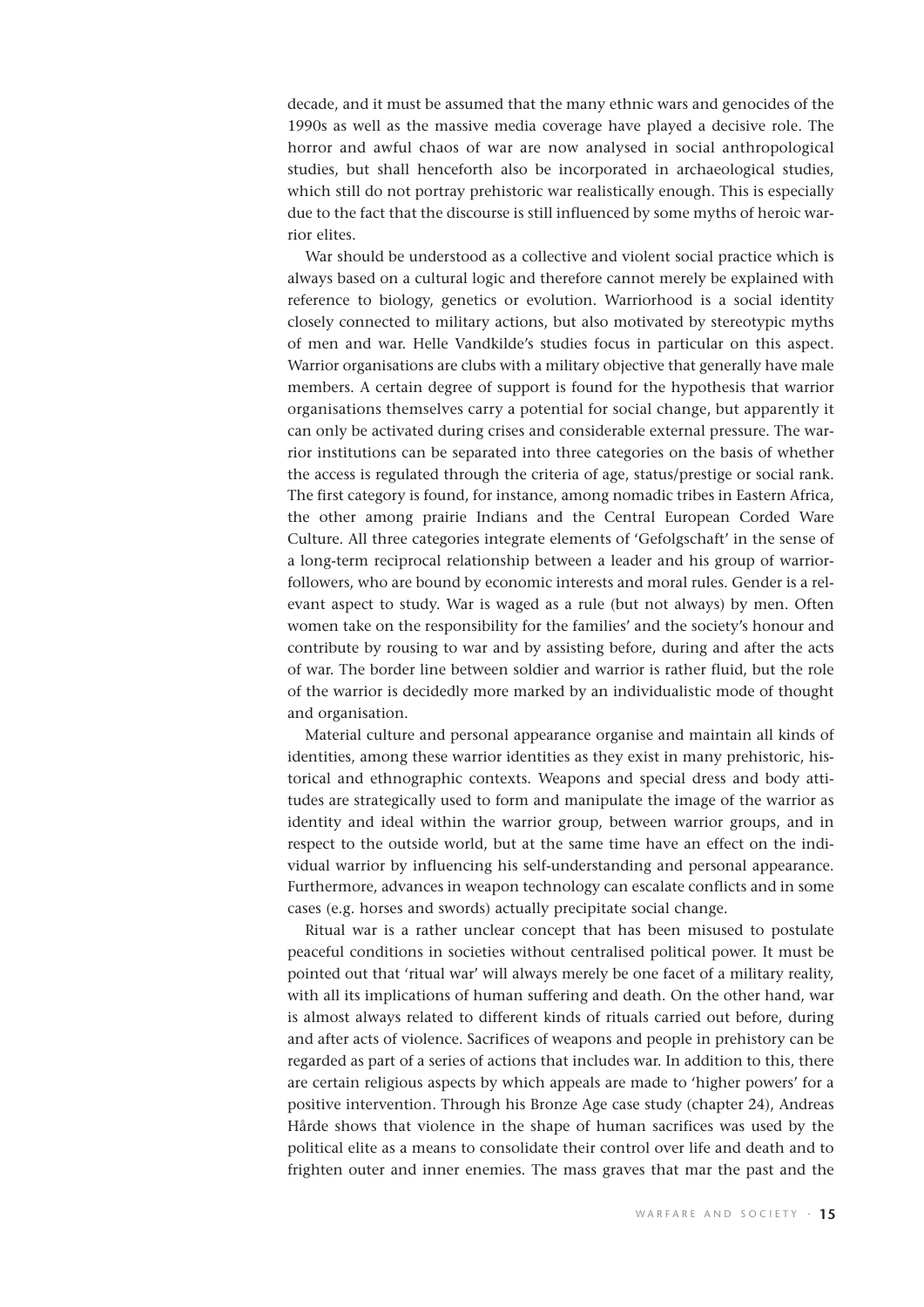decade, and it must be assumed that the many ethnic wars and genocides of the 1990s as well as the massive media coverage have played a decisive role. The horror and awful chaos of war are now analysed in social anthropological studies, but shall henceforth also be incorporated in archaeological studies, which still do not portray prehistoric war realistically enough. This is especially due to the fact that the discourse is still influenced by some myths of heroic warrior elites.

War should be understood as a collective and violent social practice which is always based on a cultural logic and therefore cannot merely be explained with reference to biology, genetics or evolution. Warriorhood is a social identity closely connected to military actions, but also motivated by stereotypic myths of men and war. Helle Vandkilde's studies focus in particular on this aspect. Warrior organisations are clubs with a military objective that generally have male members. A certain degree of support is found for the hypothesis that warrior organisations themselves carry a potential for social change, but apparently it can only be activated during crises and considerable external pressure. The warrior institutions can be separated into three categories on the basis of whether the access is regulated through the criteria of age, status/prestige or social rank. The first category is found, for instance, among nomadic tribes in Eastern Africa, the other among prairie Indians and the Central European Corded Ware Culture. All three categories integrate elements of 'Gefolgschaft' in the sense of a long-term reciprocal relationship between a leader and his group of warrior-followers, who are bound by economic interests and moral rules. Gender is a relevant aspect to study. War is waged as a rule (but not always) by men. Often women take on the responsibility for the families' and the society's honour and contribute by rousing to war and by assisting before, during and after the acts of war. The border line between soldier and warrior is rather fluid, but the role of the warrior is decidedly more marked by an individualistic mode of thought and organisation.

Material culture and personal appearance organise and maintain all kinds of identities, among these warrior identities as they exist in many prehistoric, historical and ethnographic contexts. Weapons and special dress and body attitudes are strategically used to form and manipulate the image of the warrior as identity and ideal within the warrior group, between warrior groups, and in respect to the outside world, but at the same time have an effect on the individual warrior by influencing his self-understanding and personal appearance. Furthermore, advances in weapon technology can escalate conflicts and in some cases (e.g. horses and swords) actually precipitate social change.

Ritual war is a rather unclear concept that has been misused to postulate peaceful conditions in societies without centralised political power. It must be pointed out that 'ritual war' will always merely be one facet of a military reality, with all its implications of human suffering and death. On the other hand, war is almost always related to different kinds of rituals carried out before, during and after acts of violence. Sacrifices of weapons and people in prehistory can be regarded as part of a series of actions that includes war. In addition to this, there are certain religious aspects by which appeals are made to 'higher powers' for a positive intervention. Through his Bronze Age case study (chapter 24), Andreas Hårde shows that violence in the shape of human sacrifices was used by the political elite as a means to consolidate their control over life and death and to frighten outer and inner enemies. The mass graves that mar the past and the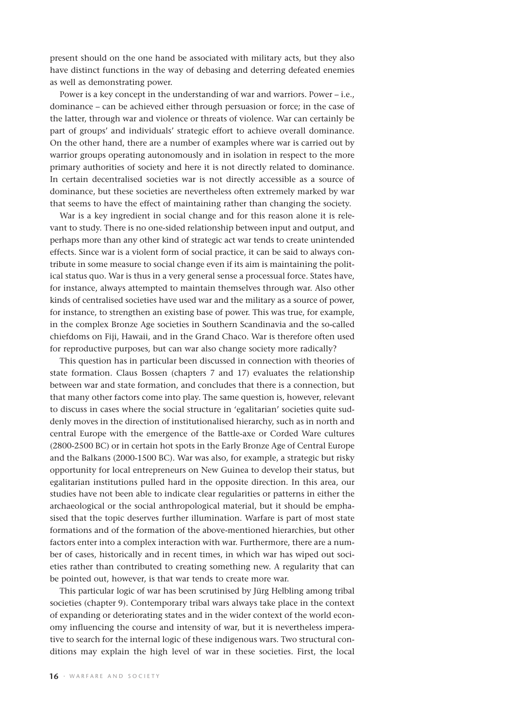present should on the one hand be associated with military acts, but they also have distinct functions in the way of debasing and deterring defeated enemies as well as demonstrating power.

Power is a key concept in the understanding of war and warriors. Power – i.e., dominance – can be achieved either through persuasion or force; in the case of the latter, through war and violence or threats of violence. War can certainly be part of groups' and individuals' strategic effort to achieve overall dominance. On the other hand, there are a number of examples where war is carried out by warrior groups operating autonomously and in isolation in respect to the more primary authorities of society and here it is not directly related to dominance. In certain decentralised societies war is not directly accessible as a source of dominance, but these societies are nevertheless often extremely marked by war that seems to have the effect of maintaining rather than changing the society.

War is a key ingredient in social change and for this reason alone it is relevant to study. There is no one-sided relationship between input and output, and perhaps more than any other kind of strategic act war tends to create unintended effects. Since war is a violent form of social practice, it can be said to always contribute in some measure to social change even if its aim is maintaining the political status quo. War is thus in a very general sense a processual force. States have, for instance, always attempted to maintain themselves through war. Also other kinds of centralised societies have used war and the military as a source of power, for instance, to strengthen an existing base of power. This was true, for example, in the complex Bronze Age societies in Southern Scandinavia and the so-called chiefdoms on Fiji, Hawaii, and in the Grand Chaco. War is therefore often used for reproductive purposes, but can war also change society more radically?

This question has in particular been discussed in connection with theories of state formation. Claus Bossen (chapters 7 and 17) evaluates the relationship between war and state formation, and concludes that there is a connection, but that many other factors come into play. The same question is, however, relevant to discuss in cases where the social structure in 'egalitarian' societies quite suddenly moves in the direction of institutionalised hierarchy, such as in north and central Europe with the emergence of the Battle-axe or Corded Ware cultures (2800-2500 BC) or in certain hot spots in the Early Bronze Age of Central Europe and the Balkans (2000-1500 BC). War was also, for example, a strategic but risky opportunity for local entrepreneurs on New Guinea to develop their status, but egalitarian institutions pulled hard in the opposite direction. In this area, our studies have not been able to indicate clear regularities or patterns in either the archaeological or the social anthropological material, but it should be emphasised that the topic deserves further illumination. Warfare is part of most state formations and of the formation of the above-mentioned hierarchies, but other factors enter into a complex interaction with war. Furthermore, there are a number of cases, historically and in recent times, in which war has wiped out societies rather than contributed to creating something new. A regularity that can be pointed out, however, is that war tends to create more war.

This particular logic of war has been scrutinised by Jürg Helbling among tribal societies (chapter 9). Contemporary tribal wars always take place in the context of expanding or deteriorating states and in the wider context of the world economy influencing the course and intensity of war, but it is nevertheless imperative to search for the internal logic of these indigenous wars. Two structural conditions may explain the high level of war in these societies. First, the local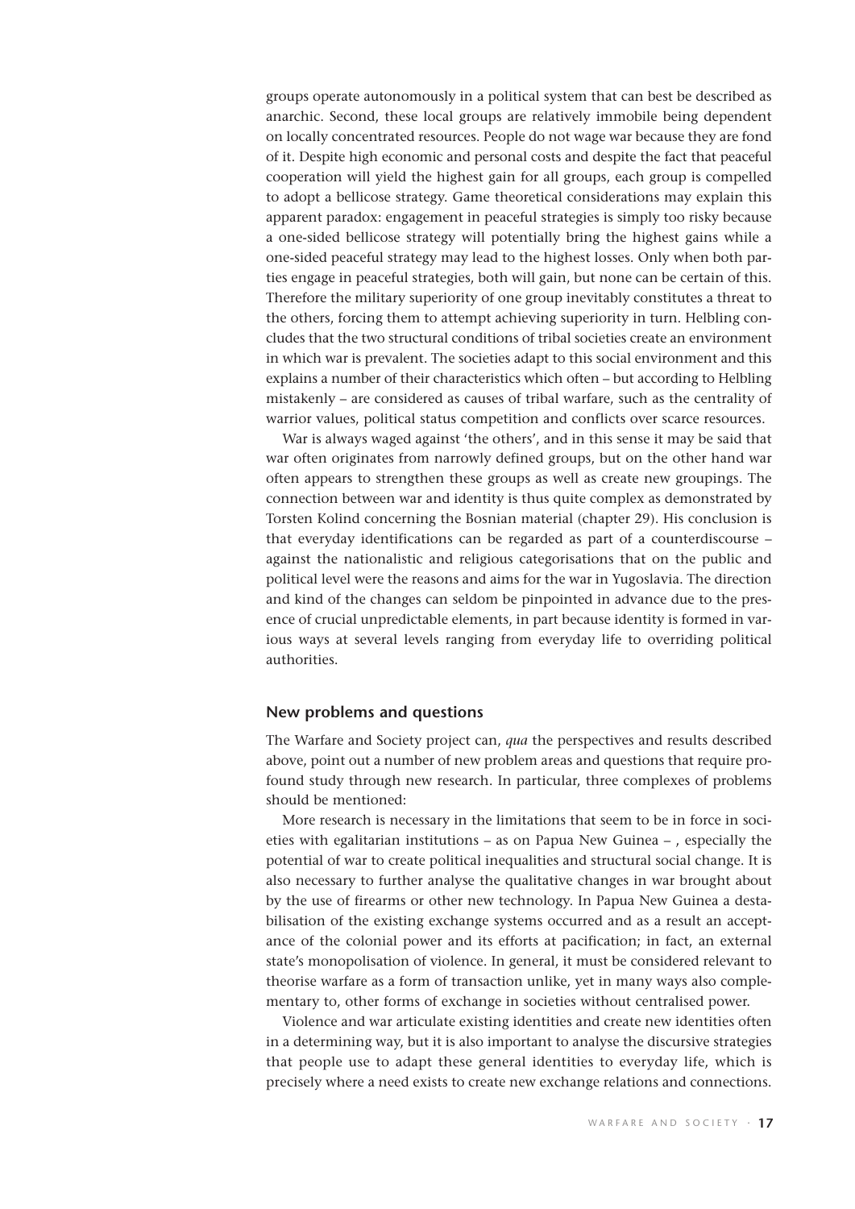groups operate autonomously in a political system that can best be described as anarchic. Second, these local groups are relatively immobile being dependent on locally concentrated resources. People do not wage war because they are fond of it. Despite high economic and personal costs and despite the fact that peaceful cooperation will yield the highest gain for all groups, each group is compelled to adopt a bellicose strategy. Game theoretical considerations may explain this apparent paradox: engagement in peaceful strategies is simply too risky because a one-sided bellicose strategy will potentially bring the highest gains while a one-sided peaceful strategy may lead to the highest losses. Only when both parties engage in peaceful strategies, both will gain, but none can be certain of this. Therefore the military superiority of one group inevitably constitutes a threat to the others, forcing them to attempt achieving superiority in turn. Helbling concludes that the two structural conditions of tribal societies create an environment in which war is prevalent. The societies adapt to this social environment and this explains a number of their characteristics which often – but according to Helbling mistakenly – are considered as causes of tribal warfare, such as the centrality of warrior values, political status competition and conflicts over scarce resources.

War is always waged against 'the others', and in this sense it may be said that war often originates from narrowly defined groups, but on the other hand war often appears to strengthen these groups as well as create new groupings. The connection between war and identity is thus quite complex as demonstrated by Torsten Kolind concerning the Bosnian material (chapter 29). His conclusion is that everyday identifications can be regarded as part of a counterdiscourse – against the nationalistic and religious categorisations that on the public and political level were the reasons and aims for the war in Yugoslavia. The direction and kind of the changes can seldom be pinpointed in advance due to the presence of crucial unpredictable elements, in part because identity is formed in various ways at several levels ranging from everyday life to overriding political authorities.

## New problems and questions

The Warfare and Society project can, *qua* the perspectives and results described above, point out a number of new problem areas and questions that require profound study through new research. In particular, three complexes of problems should be mentioned:

More research is necessary in the limitations that seem to be in force in societies with egalitarian institutions – as on Papua New Guinea – , especially the potential of war to create political inequalities and structural social change. It is also necessary to further analyse the qualitative changes in war brought about by the use of firearms or other new technology. In Papua New Guinea a destabilisation of the existing exchange systems occurred and as a result an acceptance of the colonial power and its efforts at pacification; in fact, an external state's monopolisation of violence. In general, it must be considered relevant to theorise warfare as a form of transaction unlike, yet in many ways also complementary to, other forms of exchange in societies without centralised power.

Violence and war articulate existing identities and create new identities often in a determining way, but it is also important to analyse the discursive strategies that people use to adapt these general identities to everyday life, which is precisely where a need exists to create new exchange relations and connections.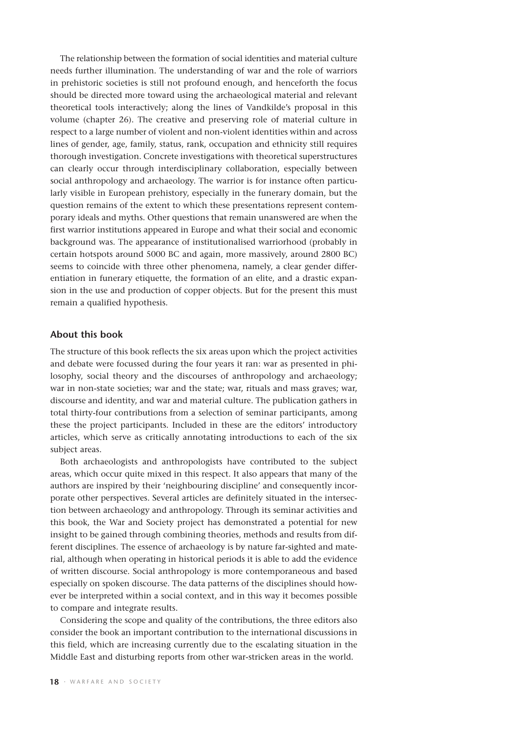The relationship between the formation of social identities and material culture needs further illumination. The understanding of war and the role of warriors in prehistoric societies is still not profound enough, and henceforth the focus should be directed more toward using the archaeological material and relevant theoretical tools interactively; along the lines of Vandkilde's proposal in this volume (chapter 26). The creative and preserving role of material culture in respect to a large number of violent and non-violent identities within and across lines of gender, age, family, status, rank, occupation and ethnicity still requires thorough investigation. Concrete investigations with theoretical superstructures can clearly occur through interdisciplinary collaboration, especially between social anthropology and archaeology. The warrior is for instance often particularly visible in European prehistory, especially in the funerary domain, but the question remains of the extent to which these presentations represent contemporary ideals and myths. Other questions that remain unanswered are when the first warrior institutions appeared in Europe and what their social and economic background was. The appearance of institutionalised warriorhood (probably in certain hotspots around 5000 BC and again, more massively, around 2800 BC) seems to coincide with three other phenomena, namely, a clear gender differentiation in funerary etiquette, the formation of an elite, and a drastic expansion in the use and production of copper objects. But for the present this must remain a qualified hypothesis.

## About this book

The structure of this book reflects the six areas upon which the project activities and debate were focussed during the four years it ran: war as presented in philosophy, social theory and the discourses of anthropology and archaeology; war in non-state societies; war and the state; war, rituals and mass graves; war, discourse and identity, and war and material culture. The publication gathers in total thirty-four contributions from a selection of seminar participants, among these the project participants. Included in these are the editors' introductory articles, which serve as critically annotating introductions to each of the six subject areas.

Both archaeologists and anthropologists have contributed to the subject areas, which occur quite mixed in this respect. It also appears that many of the authors are inspired by their 'neighbouring discipline' and consequently incorporate other perspectives. Several articles are definitely situated in the intersection between archaeology and anthropology. Through its seminar activities and this book, the War and Society project has demonstrated a potential for new insight to be gained through combining theories, methods and results from different disciplines. The essence of archaeology is by nature far-sighted and material, although when operating in historical periods it is able to add the evidence of written discourse. Social anthropology is more contemporaneous and based especially on spoken discourse. The data patterns of the disciplines should however be interpreted within a social context, and in this way it becomes possible to compare and integrate results.

Considering the scope and quality of the contributions, the three editors also consider the book an important contribution to the international discussions in this field, which are increasing currently due to the escalating situation in the Middle East and disturbing reports from other war-stricken areas in the world.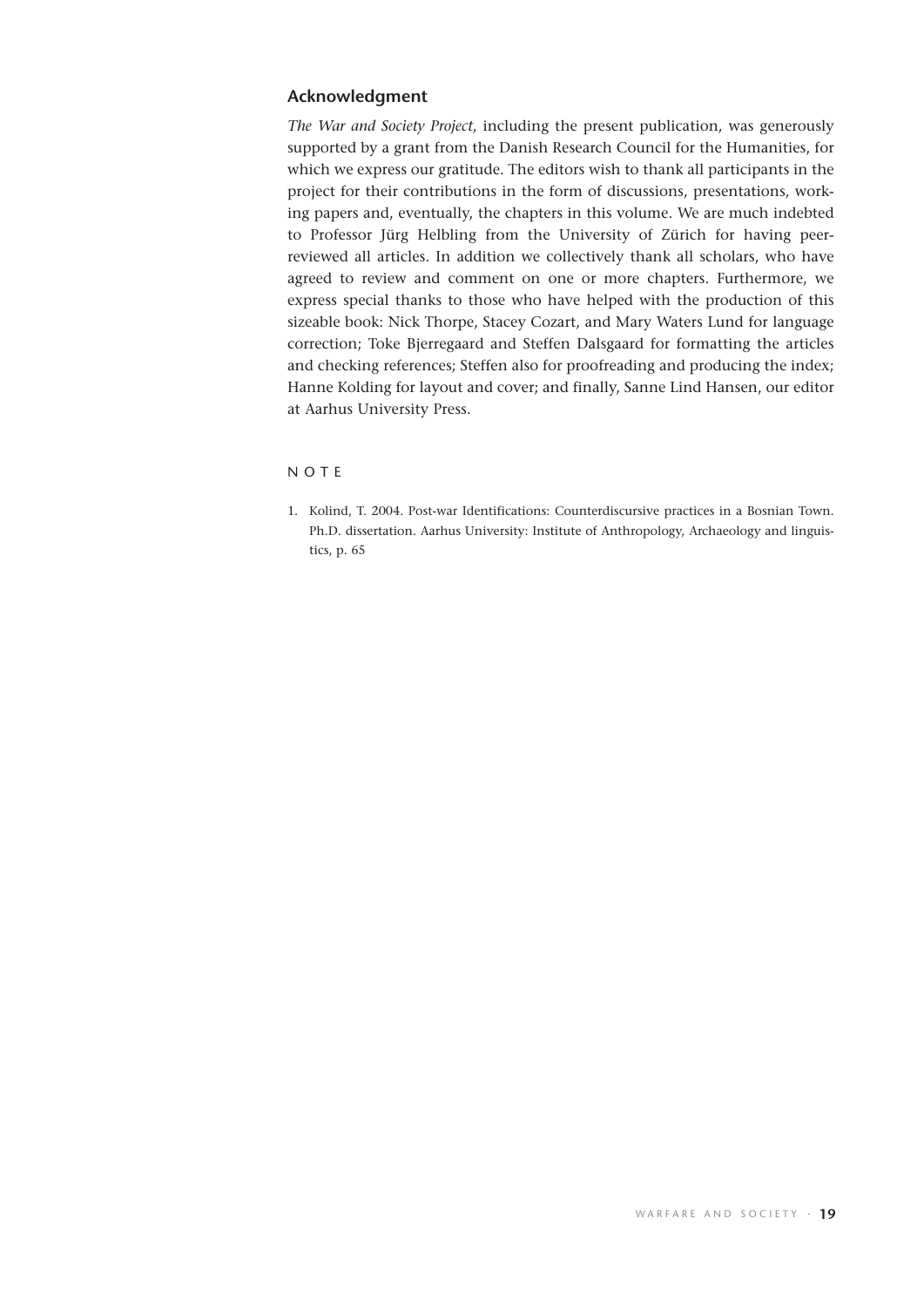## Acknowledgment

*The War and Society Project*, including the present publication, was generously supported by a grant from the Danish Research Council for the Humanities, for which we express our gratitude. The editors wish to thank all participants in the project for their contributions in the form of discussions, presentations, working papers and, eventually, the chapters in this volume. We are much indebted to Professor Jürg Helbling from the University of Zürich for having peer-reviewed all articles. In addition we collectively thank all scholars, who have agreed to review and comment on one or more chapters. Furthermore, we express special thanks to those who have helped with the production of this sizeable book: Nick Thorpe, Stacey Cozart, and Mary Waters Lund for language correction; Toke Bjerregaard and Steffen Dalsgaard for formatting the articles and checking references; Steffen also for proofreading and producing the index; Hanne Kolding for layout and cover; and finally, Sanne Lind Hansen, our editor at Aarhus University Press.

NOTE

1. Kolind, T. 2004. Post-war Identifications: Counterdiscursive practices in a Bosnian Town. Ph.D. dissertation. Aarhus University: Institute of Anthropology, Archaeology and linguistics, p. 65